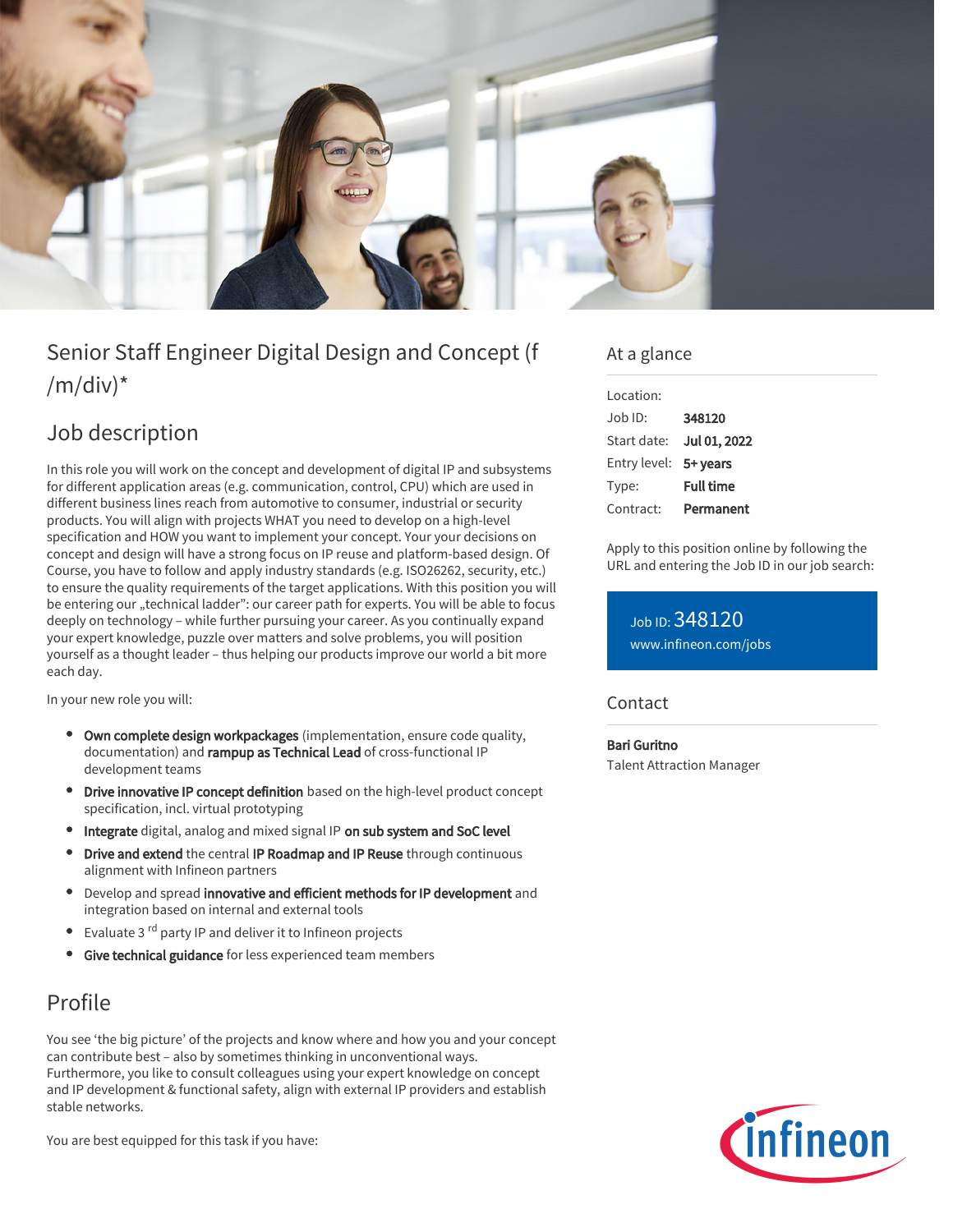# Senior Staff Engineer Digital Design and Concept (f /m/div)*

## Job description

In this role you will work on the concept and development of digital IP and subsystems for different application areas (e.g. communication, control, CPU) which are used in different business lines reach from automotive to consumer, industrial or security products. You will align with projects WHAT you need to develop on a high-level specification and HOW you want to implement your concept. Your your decisions on concept and design will have a strong focus on IP reuse and platform-based design. Of Course, you have to follow and apply industry standards (e.g. ISO26262, security, etc.) to ensure the quality requirements of the target applications. With this position you will be entering our „technical ladder": our career path for experts. You will be able to focus deeply on technology – while further pursuing your career. As you continually expand your expert knowledge, puzzle over matters and solve problems, you will position yourself as a thought leader – thus helping our products improve our world a bit more each day.

In your new role you will:

- **Own complete design workpackages** (implementation, ensure code quality, documentation) and **rampup as Technical Lead** of cross-functional IP development teams
- **Drive innovative IP concept definition** based on the high-level product concept specification, incl. virtual prototyping
- **Integrate** digital, analog and mixed signal IP **on sub system and SoC level**
- **Drive and extend** the central **IP Roadmap and IP Reuse** through continuous alignment with Infineon partners
- Develop and spread **innovative and efficient methods for IP development** and integration based on internal and external tools
- Evaluate 3rd party IP and deliver it to Infineon projects
- **Give technical guidance** for less experienced team members

## Profile

You see 'the big picture' of the projects and know where and how you and your concept can contribute best – also by sometimes thinking in unconventional ways. Furthermore, you like to consult colleagues using your expert knowledge on concept and IP development & functional safety, align with external IP providers and establish stable networks.

You are best equipped for this task if you have:

## At a glance

| | |
|---|---|
| Location: | |
| Job ID: | **348120** |
| Start date: | **Jul 01, 2022** |
| Entry level: | **5+ years** |
| Type: | **Full time** |
| Contract: | **Permanent** |

Apply to this position online by following the URL and entering the Job ID in our job search:

Job ID: 348120
www.infineon.com/jobs

## Contact

**Bari Guritno**
Talent Attraction Manager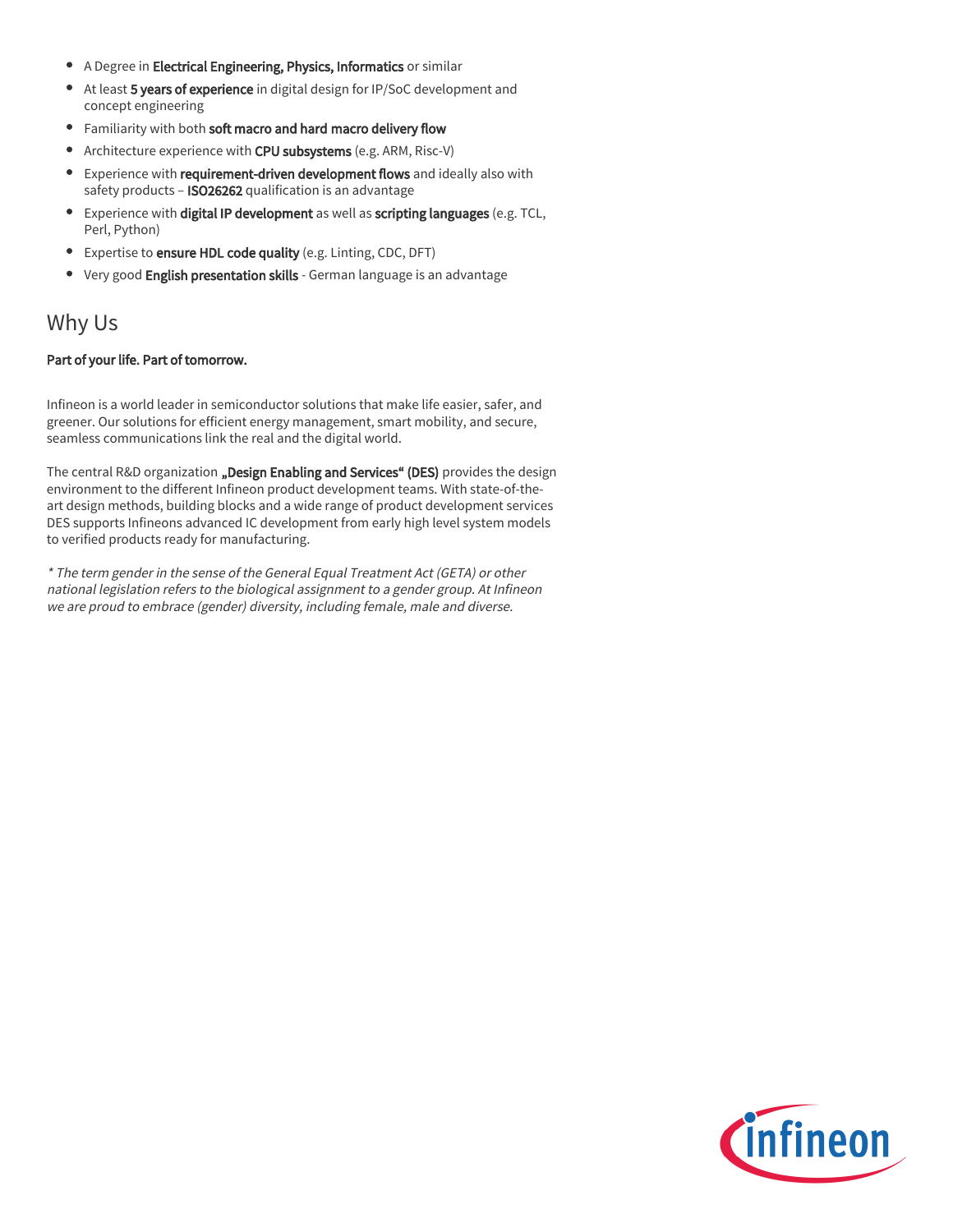- A Degree in **Electrical Engineering, Physics, Informatics** or similar
- At least **5 years of experience** in digital design for IP/SoC development and concept engineering
- Familiarity with both **soft macro and hard macro delivery flow**
- Architecture experience with **CPU subsystems** (e.g. ARM, Risc-V)
- Experience with **requirement-driven development flows** and ideally also with safety products – **ISO26262** qualification is an advantage
- Experience with **digital IP development** as well as **scripting languages** (e.g. TCL, Perl, Python)
- Expertise to **ensure HDL code quality** (e.g. Linting, CDC, DFT)
- Very good **English presentation skills** - German language is an advantage

## Why Us

**Part of your life. Part of tomorrow.**

Infineon is a world leader in semiconductor solutions that make life easier, safer, and greener. Our solutions for efficient energy management, smart mobility, and secure, seamless communications link the real and the digital world.

The central R&D organization **„Design Enabling and Services“ (DES)** provides the design environment to the different Infineon product development teams. With state-of-the-art design methods, building blocks and a wide range of product development services DES supports Infineons advanced IC development from early high level system models to verified products ready for manufacturing.

*\* The term gender in the sense of the General Equal Treatment Act (GETA) or other national legislation refers to the biological assignment to a gender group. At Infineon we are proud to embrace (gender) diversity, including female, male and diverse.*